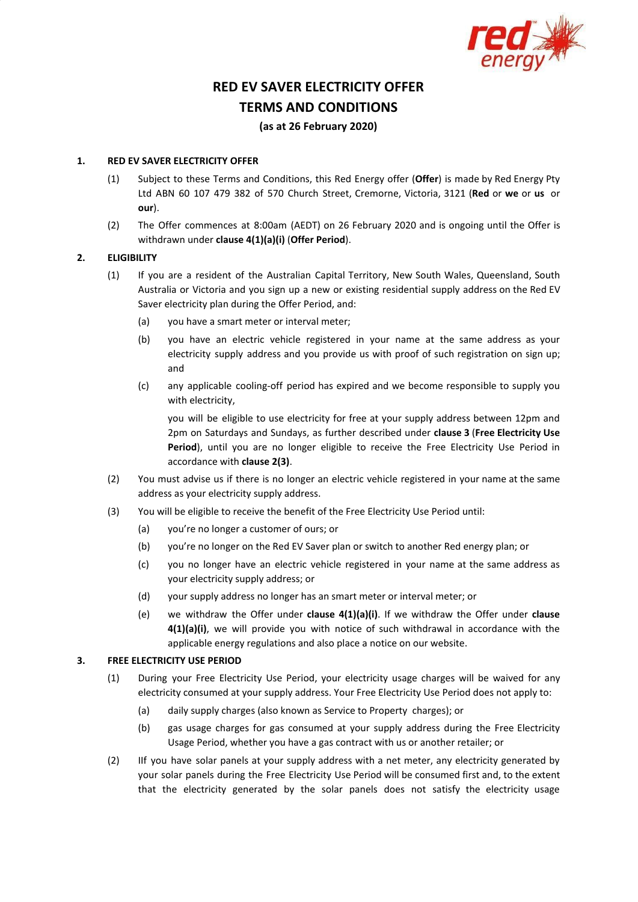# RED EV SAVER ELECTRICITY OFFER
# TERMS AND CONDITIONS
**(as at 26 February 2020)**

## 1. RED EV SAVER ELECTRICITY OFFER

(1) Subject to these Terms and Conditions, this Red Energy offer (**Offer**) is made by Red Energy Pty Ltd ABN 60 107 479 382 of 570 Church Street, Cremorne, Victoria, 3121 (**Red** or **we** or **us** or **our**).

(2) The Offer commences at 8:00am (AEDT) on 26 February 2020 and is ongoing until the Offer is withdrawn under **clause 4(1)(a)(i)** (**Offer Period**).

## 2. ELIGIBILITY

(1) If you are a resident of the Australian Capital Territory, New South Wales, Queensland, South Australia or Victoria and you sign up a new or existing residential supply address on the Red EV Saver electricity plan during the Offer Period, and:

- (a) you have a smart meter or interval meter;
- (b) you have an electric vehicle registered in your name at the same address as your electricity supply address and you provide us with proof of such registration on sign up; and
- (c) any applicable cooling-off period has expired and we become responsible to supply you with electricity,

you will be eligible to use electricity for free at your supply address between 12pm and 2pm on Saturdays and Sundays, as further described under **clause 3** (**Free Electricity Use Period**), until you are no longer eligible to receive the Free Electricity Use Period in accordance with **clause 2(3)**.

(2) You must advise us if there is no longer an electric vehicle registered in your name at the same address as your electricity supply address.

(3) You will be eligible to receive the benefit of the Free Electricity Use Period until:

- (a) you're no longer a customer of ours; or
- (b) you're no longer on the Red EV Saver plan or switch to another Red energy plan; or
- (c) you no longer have an electric vehicle registered in your name at the same address as your electricity supply address; or
- (d) your supply address no longer has an smart meter or interval meter; or
- (e) we withdraw the Offer under **clause 4(1)(a)(i)**. If we withdraw the Offer under **clause 4(1)(a)(i)**, we will provide you with notice of such withdrawal in accordance with the applicable energy regulations and also place a notice on our website.

## 3. FREE ELECTRICITY USE PERIOD

(1) During your Free Electricity Use Period, your electricity usage charges will be waived for any electricity consumed at your supply address. Your Free Electricity Use Period does not apply to:

- (a) daily supply charges (also known as Service to Property charges); or
- (b) gas usage charges for gas consumed at your supply address during the Free Electricity Usage Period, whether you have a gas contract with us or another retailer; or

(2) IIf you have solar panels at your supply address with a net meter, any electricity generated by your solar panels during the Free Electricity Use Period will be consumed first and, to the extent that the electricity generated by the solar panels does not satisfy the electricity usage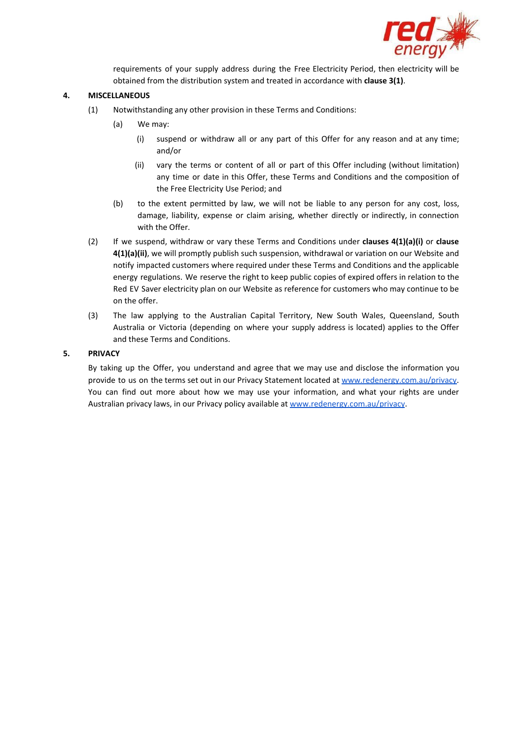requirements of your supply address during the Free Electricity Period, then electricity will be obtained from the distribution system and treated in accordance with **clause 3(1)**.

## 4. MISCELLANEOUS

(1) Notwithstanding any other provision in these Terms and Conditions:

(a) We may:

(i) suspend or withdraw all or any part of this Offer for any reason and at any time; and/or

(ii) vary the terms or content of all or part of this Offer including (without limitation) any time or date in this Offer, these Terms and Conditions and the composition of the Free Electricity Use Period; and

(b) to the extent permitted by law, we will not be liable to any person for any cost, loss, damage, liability, expense or claim arising, whether directly or indirectly, in connection with the Offer.

(2) If we suspend, withdraw or vary these Terms and Conditions under **clauses 4(1)(a)(i)** or **clause 4(1)(a)(ii)**, we will promptly publish such suspension, withdrawal or variation on our Website and notify impacted customers where required under these Terms and Conditions and the applicable energy regulations. We reserve the right to keep public copies of expired offers in relation to the Red EV Saver electricity plan on our Website as reference for customers who may continue to be on the offer.

(3) The law applying to the Australian Capital Territory, New South Wales, Queensland, South Australia or Victoria (depending on where your supply address is located) applies to the Offer and these Terms and Conditions.

## 5. PRIVACY

By taking up the Offer, you understand and agree that we may use and disclose the information you provide to us on the terms set out in our Privacy Statement located at [www.redenergy.com.au/privacy](www.redenergy.com.au/privacy). You can find out more about how we may use your information, and what your rights are under Australian privacy laws, in our Privacy policy available at [www.redenergy.com.au/privacy](www.redenergy.com.au/privacy).